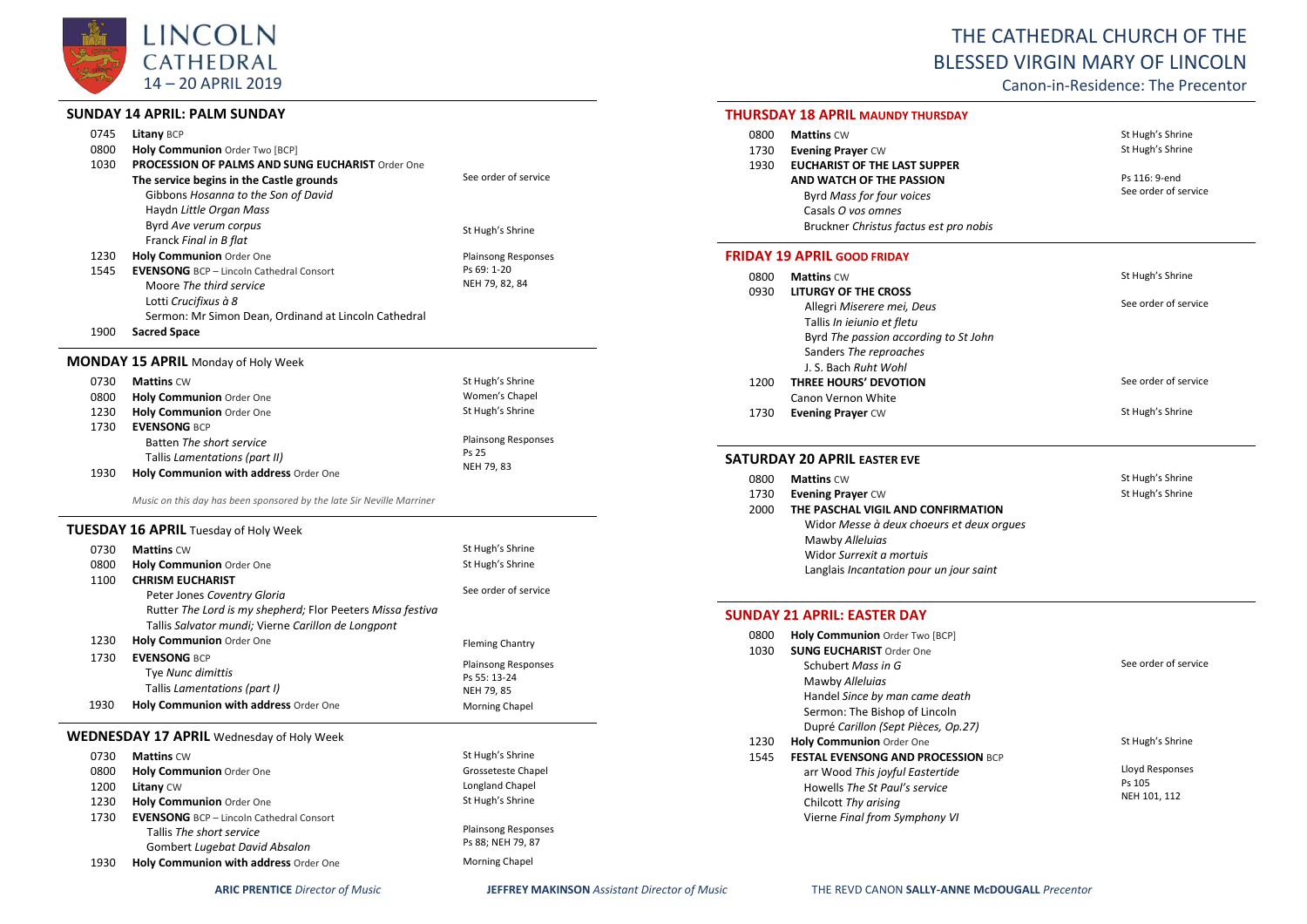# LINCOLN CATHEDRAL
14 – 20 APRIL 2019

# THE CATHEDRAL CHURCH OF THE BLESSED VIRGIN MARY OF LINCOLN

Canon-in-Residence: The Precentor

## SUNDAY 14 APRIL: PALM SUNDAY

| | | |
|---|---|---|
| 0745 | **Litany** BCP | |
| 0800 | **Holy Communion** Order Two [BCP] | |
| 1030 | **PROCESSION OF PALMS AND SUNG EUCHARIST** Order One | |
| | **The service begins in the Castle grounds** | See order of service |
| | Gibbons *Hosanna to the Son of David* | |
| | Haydn *Little Organ Mass* | |
| | Byrd *Ave verum corpus* | St Hugh's Shrine |
| | Franck *Final in B flat* | |
| 1230 | **Holy Communion** Order One | Plainsong Responses |
| 1545 | **EVENSONG** BCP – Lincoln Cathedral Consort | Ps 69: 1-20 |
| | Moore *The third service* | NEH 79, 82, 84 |
| | Lotti *Crucifixus à 8* | |
| | Sermon: Mr Simon Dean, Ordinand at Lincoln Cathedral | |
| 1900 | **Sacred Space** | |

## MONDAY 15 APRIL Monday of Holy Week

| | | |
|---|---|---|
| 0730 | **Mattins** CW | St Hugh's Shrine |
| 0800 | **Holy Communion** Order One | Women's Chapel |
| 1230 | **Holy Communion** Order One | St Hugh's Shrine |
| 1730 | **EVENSONG** BCP | |
| | Batten *The short service* | Plainsong Responses |
| | Tallis *Lamentations (part II)* | Ps 25 |
| 1930 | **Holy Communion with address** Order One | NEH 79, 83 |

*Music on this day has been sponsored by the late Sir Neville Marriner*

## TUESDAY 16 APRIL Tuesday of Holy Week

| | | |
|---|---|---|
| 0730 | **Mattins** CW | St Hugh's Shrine |
| 0800 | **Holy Communion** Order One | St Hugh's Shrine |
| 1100 | **CHRISM EUCHARIST** | |
| | Peter Jones *Coventry Gloria* | See order of service |
| | Rutter *The Lord is my shepherd;* Flor Peeters *Missa festiva* | |
| | Tallis *Salvator mundi;* Vierne *Carillon de Longpont* | |
| 1230 | **Holy Communion** Order One | Fleming Chantry |
| 1730 | **EVENSONG** BCP | Plainsong Responses |
| | Tye *Nunc dimittis* | Ps 55: 13-24 |
| | Tallis *Lamentations (part I)* | NEH 79, 85 |
| 1930 | **Holy Communion with address** Order One | Morning Chapel |

## WEDNESDAY 17 APRIL Wednesday of Holy Week

| | | |
|---|---|---|
| 0730 | **Mattins** CW | St Hugh's Shrine |
| 0800 | **Holy Communion** Order One | Grosseteste Chapel |
| 1200 | **Litany** CW | Longland Chapel |
| 1230 | **Holy Communion** Order One | St Hugh's Shrine |
| 1730 | **EVENSONG** BCP – Lincoln Cathedral Consort | |
| | Tallis *The short service* | Plainsong Responses |
| | Gombert *Lugebat David Absalon* | Ps 88; NEH 79, 87 |
| 1930 | **Holy Communion with address** Order One | Morning Chapel |

## THURSDAY 18 APRIL MAUNDY THURSDAY

| | | |
|---|---|---|
| 0800 | **Mattins** CW | St Hugh's Shrine |
| 1730 | **Evening Prayer** CW | St Hugh's Shrine |
| 1930 | **EUCHARIST OF THE LAST SUPPER AND WATCH OF THE PASSION** | Ps 116: 9-end |
| | Byrd *Mass for four voices* | See order of service |
| | Casals *O vos omnes* | |
| | Bruckner *Christus factus est pro nobis* | |

## FRIDAY 19 APRIL GOOD FRIDAY

| | | |
|---|---|---|
| 0800 | **Mattins** CW | St Hugh's Shrine |
| 0930 | **LITURGY OF THE CROSS** | |
| | Allegri *Miserere mei, Deus* | See order of service |
| | Tallis *In ieiunio et fletu* | |
| | Byrd *The passion according to St John* | |
| | Sanders *The reproaches* | |
| | J. S. Bach *Ruht Wohl* | |
| 1200 | **THREE HOURS' DEVOTION** | See order of service |
| | Canon Vernon White | |
| 1730 | **Evening Prayer** CW | St Hugh's Shrine |

## SATURDAY 20 APRIL EASTER EVE

| | | |
|---|---|---|
| 0800 | **Mattins** CW | St Hugh's Shrine |
| 1730 | **Evening Prayer** CW | St Hugh's Shrine |
| 2000 | **THE PASCHAL VIGIL AND CONFIRMATION** | |
| | Widor *Messe à deux choeurs et deux orgues* | |
| | Mawby *Alleluias* | |
| | Widor *Surrexit a mortuis* | |
| | Langlais *Incantation pour un jour saint* | |

## SUNDAY 21 APRIL: EASTER DAY

| | | |
|---|---|---|
| 0800 | **Holy Communion** Order Two [BCP] | |
| 1030 | **SUNG EUCHARIST** Order One | |
| | Schubert *Mass in G* | See order of service |
| | Mawby *Alleluias* | |
| | Handel *Since by man came death* | |
| | Sermon: The Bishop of Lincoln | |
| | Dupré *Carillon (Sept Pièces, Op.27)* | |
| 1230 | **Holy Communion** Order One | St Hugh's Shrine |
| 1545 | **FESTAL EVENSONG AND PROCESSION** BCP | |
| | arr Wood *This joyful Eastertide* | Lloyd Responses |
| | Howells *The St Paul's service* | Ps 105 |
| | Chilcott *Thy arising* | NEH 101, 112 |
| | Vierne *Final from Symphony VI* | |

**ARIC PRENTICE** *Director of Music* **JEFFREY MAKINSON** *Assistant Director of Music* THE REVD CANON **SALLY-ANNE McDOUGALL** *Precentor*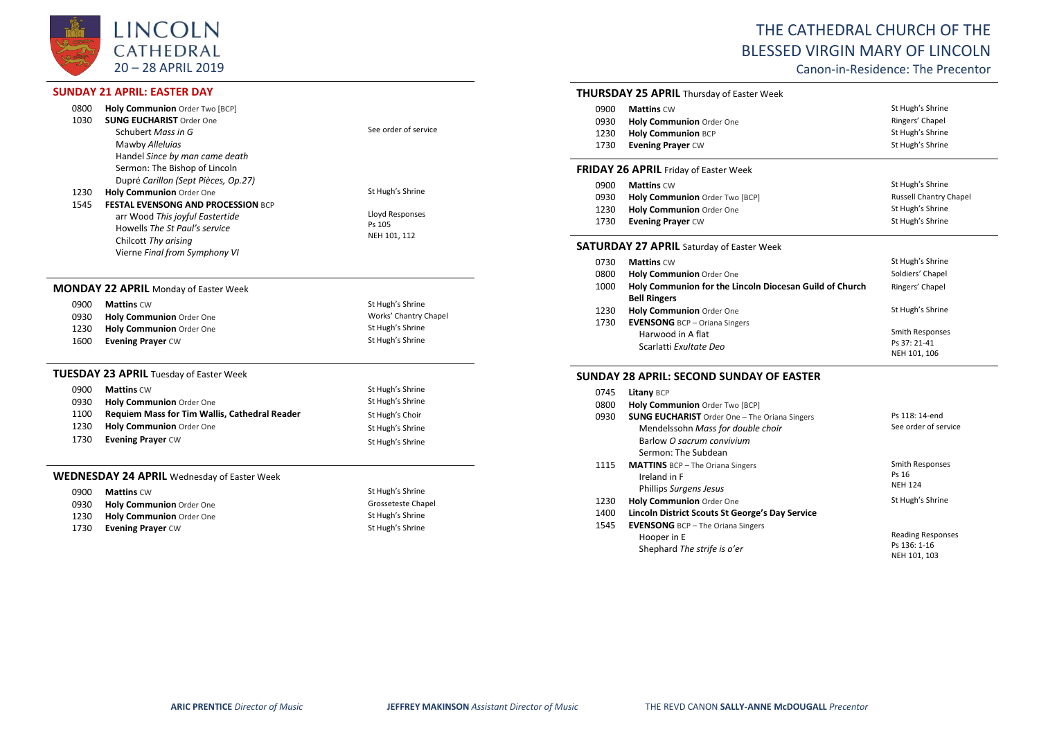# LINCOLN CATHEDRAL
20 – 28 APRIL 2019

# THE CATHEDRAL CHURCH OF THE BLESSED VIRGIN MARY OF LINCOLN

Canon-in-Residence: The Precentor

## SUNDAY 21 APRIL: EASTER DAY

| | | |
|---|---|---|
| 0800 | **Holy Communion** Order Two [BCP] | |
| 1030 | **SUNG EUCHARIST** Order One | See order of service |
| | Schubert *Mass in G* | |
| | Mawby *Alleluias* | |
| | Handel *Since by man came death* | |
| | Sermon: The Bishop of Lincoln | |
| | Dupré *Carillon (Sept Pièces, Op.27)* | |
| 1230 | **Holy Communion** Order One | St Hugh's Shrine |
| 1545 | **FESTAL EVENSONG AND PROCESSION** BCP | Lloyd Responses |
| | arr Wood *This joyful Eastertide* | Ps 105 |
| | Howells *The St Paul's service* | NEH 101, 112 |
| | Chilcott *Thy arising* | |
| | Vierne *Final from Symphony VI* | |

## MONDAY 22 APRIL Monday of Easter Week

| | | |
|---|---|---|
| 0900 | **Mattins** CW | St Hugh's Shrine |
| 0930 | **Holy Communion** Order One | Works' Chantry Chapel |
| 1230 | **Holy Communion** Order One | St Hugh's Shrine |
| 1600 | **Evening Prayer** CW | St Hugh's Shrine |

## TUESDAY 23 APRIL Tuesday of Easter Week

| | | |
|---|---|---|
| 0900 | **Mattins** CW | St Hugh's Shrine |
| 0930 | **Holy Communion** Order One | St Hugh's Shrine |
| 1100 | **Requiem Mass for Tim Wallis, Cathedral Reader** | St Hugh's Choir |
| 1230 | **Holy Communion** Order One | St Hugh's Shrine |
| 1730 | **Evening Prayer** CW | St Hugh's Shrine |

## WEDNESDAY 24 APRIL Wednesday of Easter Week

| | | |
|---|---|---|
| 0900 | **Mattins** CW | St Hugh's Shrine |
| 0930 | **Holy Communion** Order One | Grosseteste Chapel |
| 1230 | **Holy Communion** Order One | St Hugh's Shrine |
| 1730 | **Evening Prayer** CW | St Hugh's Shrine |

## THURSDAY 25 APRIL Thursday of Easter Week

| | | |
|---|---|---|
| 0900 | **Mattins** CW | St Hugh's Shrine |
| 0930 | **Holy Communion** Order One | Ringers' Chapel |
| 1230 | **Holy Communion** BCP | St Hugh's Shrine |
| 1730 | **Evening Prayer** CW | St Hugh's Shrine |

## FRIDAY 26 APRIL Friday of Easter Week

| | | |
|---|---|---|
| 0900 | **Mattins** CW | St Hugh's Shrine |
| 0930 | **Holy Communion** Order Two [BCP] | Russell Chantry Chapel |
| 1230 | **Holy Communion** Order One | St Hugh's Shrine |
| 1730 | **Evening Prayer** CW | St Hugh's Shrine |

## SATURDAY 27 APRIL Saturday of Easter Week

| | | |
|---|---|---|
| 0730 | **Mattins** CW | St Hugh's Shrine |
| 0800 | **Holy Communion** Order One | Soldiers' Chapel |
| 1000 | **Holy Communion for the Lincoln Diocesan Guild of Church Bell Ringers** | Ringers' Chapel |
| 1230 | **Holy Communion** Order One | St Hugh's Shrine |
| 1730 | **EVENSONG** BCP – Oriana Singers | Smith Responses |
| | Harwood in A flat | Ps 37: 21-41 |
| | Scarlatti *Exultate Deo* | NEH 101, 106 |

## SUNDAY 28 APRIL: SECOND SUNDAY OF EASTER

| | | |
|---|---|---|
| 0745 | **Litany** BCP | |
| 0800 | **Holy Communion** Order Two [BCP] | |
| 0930 | **SUNG EUCHARIST** Order One – The Oriana Singers | Ps 118: 14-end |
| | Mendelssohn *Mass for double choir* | See order of service |
| | Barlow *O sacrum convivium* | |
| | Sermon: The Subdean | |
| 1115 | **MATTINS** BCP – The Oriana Singers | Smith Responses |
| | Ireland in F | Ps 16 |
| | Phillips *Surgens Jesus* | NEH 124 |
| 1230 | **Holy Communion** Order One | St Hugh's Shrine |
| 1400 | **Lincoln District Scouts St George's Day Service** | |
| 1545 | **EVENSONG** BCP – The Oriana Singers | Reading Responses |
| | Hooper in E | Ps 136: 1-16 |
| | Shephard *The strife is o'er* | NEH 101, 103 |

**ARIC PRENTICE** *Director of Music* **JEFFREY MAKINSON** *Assistant Director of Music* THE REVD CANON **SALLY-ANNE McDOUGALL** *Precentor*